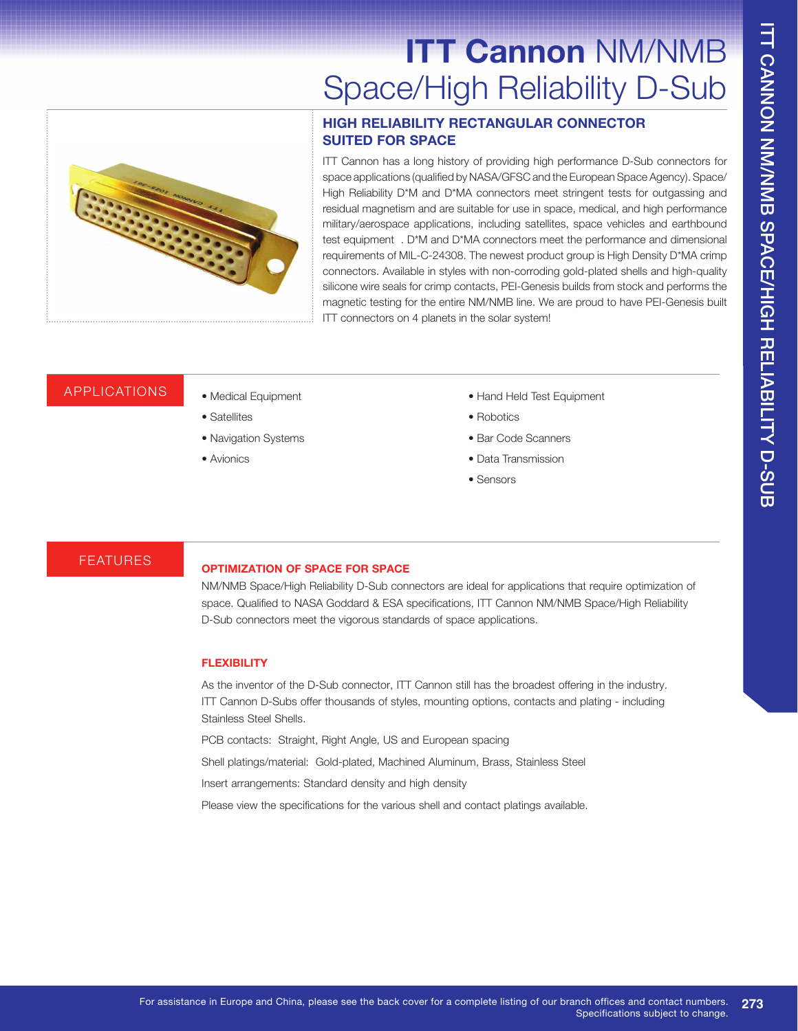# ITT Cannon NM/NMB Space/High Reliability D-Sub

## HIGH RELIABILITY RECTANGULAR CONNECTOR SUITED FOR SPACE

ITT Cannon has a long history of providing high performance D-Sub connectors for space applications (qualified by NASA/GFSC and the European Space Agency). Space/High Reliability D*M and D*MA connectors meet stringent tests for outgassing and residual magnetism and are suitable for use in space, medical, and high performance military/aerospace applications, including satellites, space vehicles and earthbound test equipment . D*M and D*MA connectors meet the performance and dimensional requirements of MIL-C-24308. The newest product group is High Density D*MA crimp connectors. Available in styles with non-corroding gold-plated shells and high-quality silicone wire seals for crimp contacts, PEI-Genesis builds from stock and performs the magnetic testing for the entire NM/NMB line. We are proud to have PEI-Genesis built ITT connectors on 4 planets in the solar system!

## APPLICATIONS

- Medical Equipment
- Satellites
- Navigation Systems
- Avionics
- Hand Held Test Equipment
- Robotics
- Bar Code Scanners
- Data Transmission
- Sensors

## FEATURES

### OPTIMIZATION OF SPACE FOR SPACE

NM/NMB Space/High Reliability D-Sub connectors are ideal for applications that require optimization of space. Qualified to NASA Goddard & ESA specifications, ITT Cannon NM/NMB Space/High Reliability D-Sub connectors meet the vigorous standards of space applications.

### FLEXIBILITY

As the inventor of the D-Sub connector, ITT Cannon still has the broadest offering in the industry. ITT Cannon D-Subs offer thousands of styles, mounting options, contacts and plating - including Stainless Steel Shells.

PCB contacts: Straight, Right Angle, US and European spacing

Shell platings/material: Gold-plated, Machined Aluminum, Brass, Stainless Steel

Insert arrangements: Standard density and high density

Please view the specifications for the various shell and contact platings available.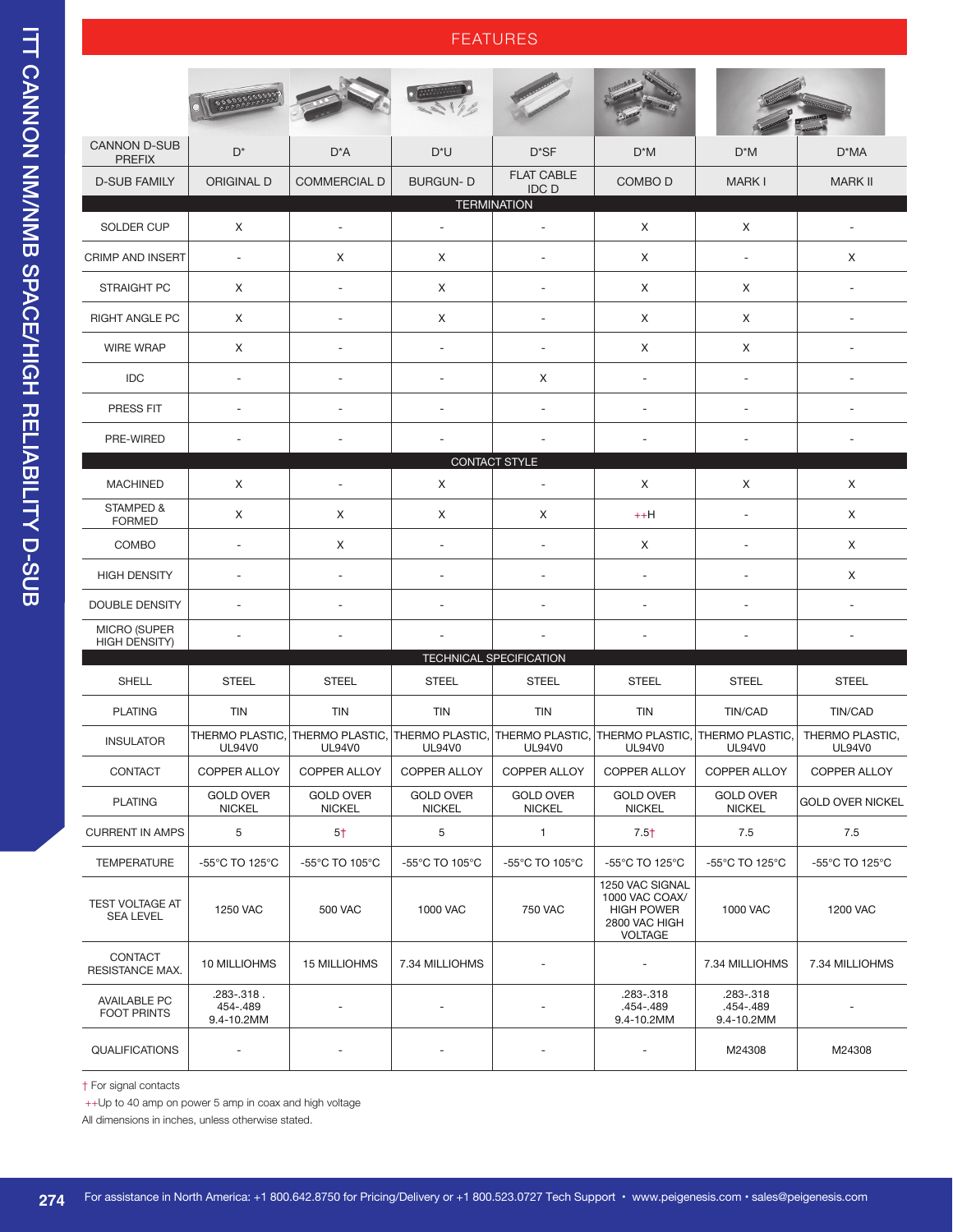# FEATURES

| CANNON D-SUB PREFIX | D* | D*A | D*U | D*SF | D*M | D*M | D*MA |
|---|---|---|---|---|---|---|---|
| D-SUB FAMILY | ORIGINAL D | COMMERCIAL D | BURGUN- D | FLAT CABLE IDC D | COMBO D | MARK I | MARK II |
| **TERMINATION** | | | | | | | |
| SOLDER CUP | X | - | - | - | X | X | - |
| CRIMP AND INSERT | - | X | X | - | X | - | X |
| STRAIGHT PC | X | - | X | - | X | X | - |
| RIGHT ANGLE PC | X | - | X | - | X | X | - |
| WIRE WRAP | X | - | - | - | X | X | - |
| IDC | - | - | - | X | - | - | - |
| PRESS FIT | - | - | - | - | - | - | - |
| PRE-WIRED | - | - | - | - | - | - | - |
| **CONTACT STYLE** | | | | | | | |
| MACHINED | X | - | X | - | X | X | X |
| STAMPED & FORMED | X | X | X | X | ++H | - | X |
| COMBO | - | X | - | - | X | - | X |
| HIGH DENSITY | - | - | - | - | - | - | X |
| DOUBLE DENSITY | - | - | - | - | - | - | - |
| MICRO (SUPER HIGH DENSITY) | - | - | - | - | - | - | - |
| **TECHNICAL SPECIFICATION** | | | | | | | |
| SHELL | STEEL | STEEL | STEEL | STEEL | STEEL | STEEL | STEEL |
| PLATING | TIN | TIN | TIN | TIN | TIN | TIN/CAD | TIN/CAD |
| INSULATOR | THERMO PLASTIC, UL94V0 | THERMO PLASTIC, UL94V0 | THERMO PLASTIC, UL94V0 | THERMO PLASTIC, UL94V0 | THERMO PLASTIC, UL94V0 | THERMO PLASTIC, UL94V0 | THERMO PLASTIC, UL94V0 |
| CONTACT | COPPER ALLOY | COPPER ALLOY | COPPER ALLOY | COPPER ALLOY | COPPER ALLOY | COPPER ALLOY | COPPER ALLOY |
| PLATING | GOLD OVER NICKEL | GOLD OVER NICKEL | GOLD OVER NICKEL | GOLD OVER NICKEL | GOLD OVER NICKEL | GOLD OVER NICKEL | GOLD OVER NICKEL |
| CURRENT IN AMPS | 5 | 5† | 5 | 1 | 7.5† | 7.5 | 7.5 |
| TEMPERATURE | -55°C TO 125°C | -55°C TO 105°C | -55°C TO 105°C | -55°C TO 105°C | -55°C TO 125°C | -55°C TO 125°C | -55°C TO 125°C |
| TEST VOLTAGE AT SEA LEVEL | 1250 VAC | 500 VAC | 1000 VAC | 750 VAC | 1250 VAC SIGNAL 1000 VAC COAX/ HIGH POWER 2800 VAC HIGH VOLTAGE | 1000 VAC | 1200 VAC |
| CONTACT RESISTANCE MAX. | 10 MILLIOHMS | 15 MILLIOHMS | 7.34 MILLIOHMS | - | - | 7.34 MILLIOHMS | 7.34 MILLIOHMS |
| AVAILABLE PC FOOT PRINTS | .283-.318 . 454-.489 9.4-10.2MM | - | - | - | .283-.318 .454-.489 9.4-10.2MM | .283-.318 .454-.489 9.4-10.2MM | - |
| QUALIFICATIONS | - | - | - | - | - | M24308 | M24308 |

† For signal contacts

++Up to 40 amp on power 5 amp in coax and high voltage

All dimensions in inches, unless otherwise stated.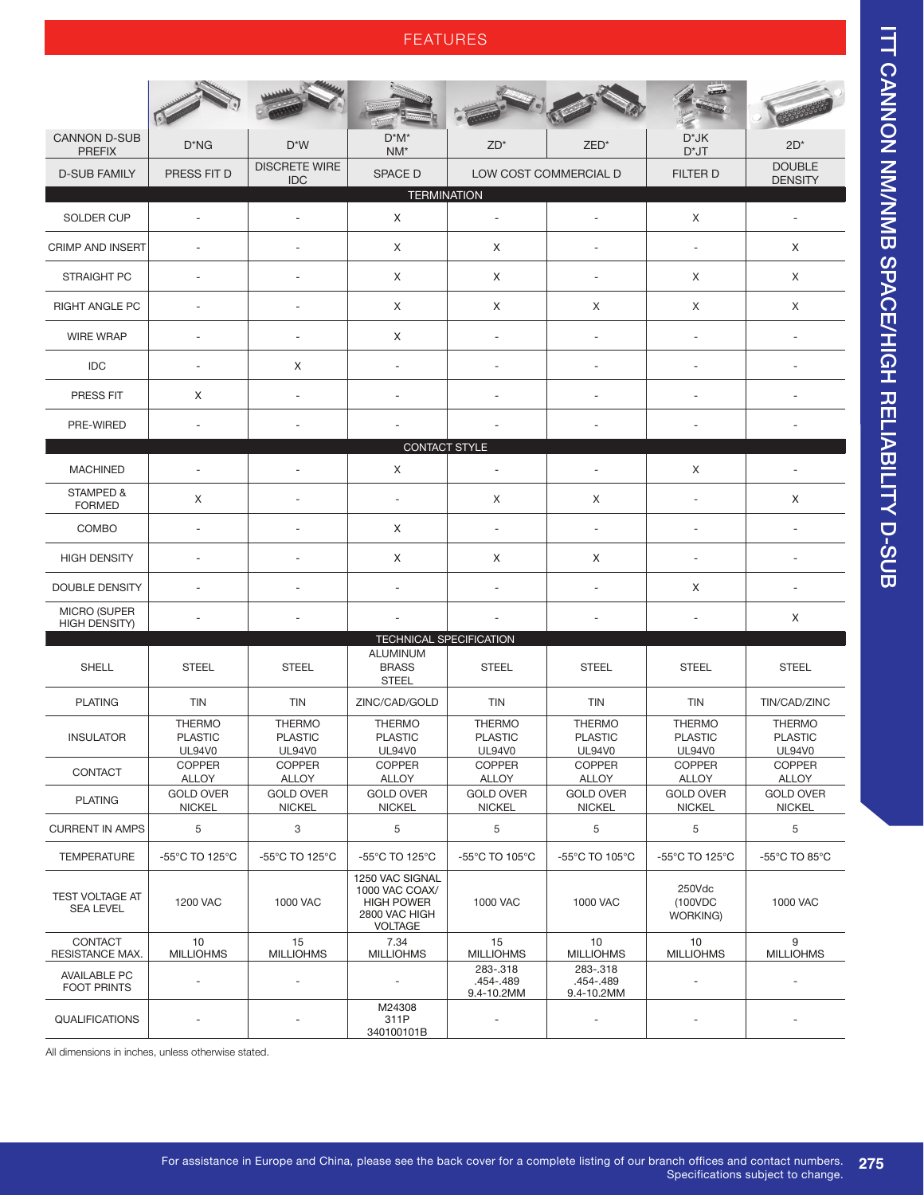## FEATURES

| CANNON D-SUB PREFIX | D*NG | D*W | D*M* NM* | ZD* | ZED* | D*JK D*JT | 2D* |
|---|---|---|---|---|---|---|---|
| D-SUB FAMILY | PRESS FIT D | DISCRETE WIRE IDC | SPACE D | LOW COST COMMERCIAL D | | FILTER D | DOUBLE DENSITY |
| **TERMINATION** | | | | | | | |
| SOLDER CUP | - | - | X | - | - | X | - |
| CRIMP AND INSERT | - | - | X | X | - | - | X |
| STRAIGHT PC | - | - | X | X | - | X | X |
| RIGHT ANGLE PC | - | - | X | X | X | X | X |
| WIRE WRAP | - | - | X | - | - | - | - |
| IDC | - | X | - | - | - | - | - |
| PRESS FIT | X | - | - | - | - | - | - |
| PRE-WIRED | - | - | - | - | - | - | - |
| **CONTACT STYLE** | | | | | | | |
| MACHINED | - | - | X | - | - | X | - |
| STAMPED & FORMED | X | - | - | X | X | - | X |
| COMBO | - | - | X | - | - | - | - |
| HIGH DENSITY | - | - | X | X | X | - | - |
| DOUBLE DENSITY | - | - | - | - | - | X | - |
| MICRO (SUPER HIGH DENSITY) | - | - | - | - | - | - | X |
| **TECHNICAL SPECIFICATION** | | | | | | | |
| SHELL | STEEL | STEEL | ALUMINUM BRASS STEEL | STEEL | STEEL | STEEL | STEEL |
| PLATING | TIN | TIN | ZINC/CAD/GOLD | TIN | TIN | TIN | TIN/CAD/ZINC |
| INSULATOR | THERMO PLASTIC UL94V0 | THERMO PLASTIC UL94V0 | THERMO PLASTIC UL94V0 | THERMO PLASTIC UL94V0 | THERMO PLASTIC UL94V0 | THERMO PLASTIC UL94V0 | THERMO PLASTIC UL94V0 |
| CONTACT | COPPER ALLOY | COPPER ALLOY | COPPER ALLOY | COPPER ALLOY | COPPER ALLOY | COPPER ALLOY | COPPER ALLOY |
| PLATING | GOLD OVER NICKEL | GOLD OVER NICKEL | GOLD OVER NICKEL | GOLD OVER NICKEL | GOLD OVER NICKEL | GOLD OVER NICKEL | GOLD OVER NICKEL |
| CURRENT IN AMPS | 5 | 3 | 5 | 5 | 5 | 5 | 5 |
| TEMPERATURE | -55°C TO 125°C | -55°C TO 125°C | -55°C TO 125°C | -55°C TO 105°C | -55°C TO 105°C | -55°C TO 125°C | -55°C TO 85°C |
| TEST VOLTAGE AT SEA LEVEL | 1200 VAC | 1000 VAC | 1250 VAC SIGNAL 1000 VAC COAX/ HIGH POWER 2800 VAC HIGH VOLTAGE | 1000 VAC | 1000 VAC | 250Vdc (100VDC WORKING) | 1000 VAC |
| CONTACT RESISTANCE MAX. | 10 MILLIOHMS | 15 MILLIOHMS | 7.34 MILLIOHMS | 15 MILLIOHMS | 10 MILLIOHMS | 10 MILLIOHMS | 9 MILLIOHMS |
| AVAILABLE PC FOOT PRINTS | - | - | - | 283-.318 .454-.489 9.4-10.2MM | 283-.318 .454-.489 9.4-10.2MM | - | - |
| QUALIFICATIONS | - | - | M24308 311P 340100101B | - | - | - | - |

All dimensions in inches, unless otherwise stated.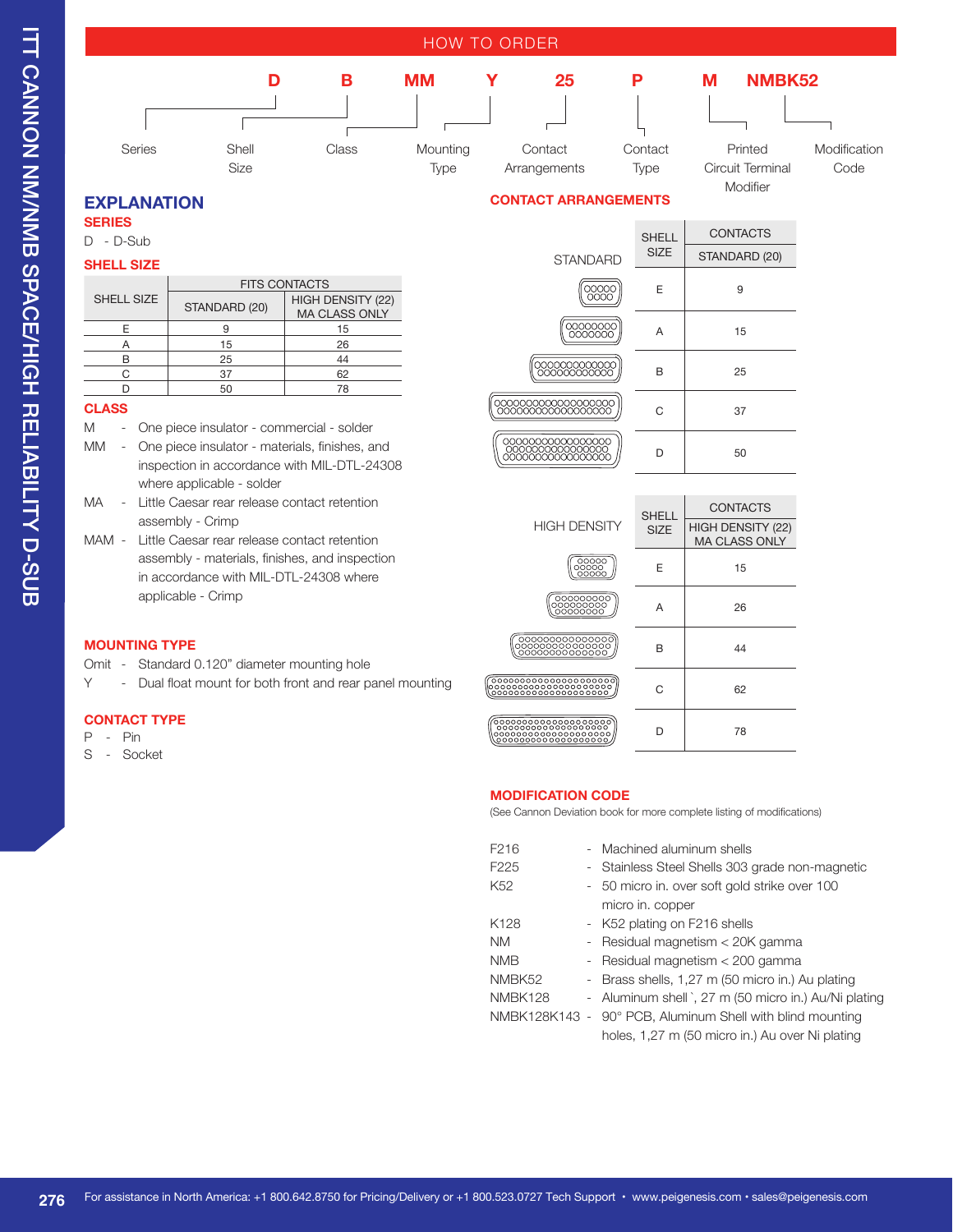## HOW TO ORDER

| D | B | MM | Y | 25 | P | M | NMBK52 |
|---|---|---|---|---|---|---|---|
| Series | Shell Size | Class | Mounting Type | Contact Arrangements | Contact Type | Printed Circuit Terminal Modifier | Modification Code |

## EXPLANATION

### SERIES

D - D-Sub

### SHELL SIZE

| SHELL SIZE | FITS CONTACTS | |
|---|---|---|
| | STANDARD (20) | HIGH DENSITY (22) MA CLASS ONLY |
| E | 9 | 15 |
| A | 15 | 26 |
| B | 25 | 44 |
| C | 37 | 62 |
| D | 50 | 78 |

### CLASS

- M - One piece insulator - commercial - solder
- MM - One piece insulator - materials, finishes, and inspection in accordance with MIL-DTL-24308 where applicable - solder
- MA - Little Caesar rear release contact retention assembly - Crimp
- MAM - Little Caesar rear release contact retention assembly - materials, finishes, and inspection in accordance with MIL-DTL-24308 where applicable - Crimp

### MOUNTING TYPE

- Omit - Standard 0.120" diameter mounting hole
- Y - Dual float mount for both front and rear panel mounting

### CONTACT TYPE

- P - Pin
- S - Socket

### CONTACT ARRANGEMENTS

STANDARD

| SHELL SIZE | CONTACTS STANDARD (20) |
|---|---|
| E | 9 |
| A | 15 |
| B | 25 |
| C | 37 |
| D | 50 |

HIGH DENSITY

| SHELL SIZE | CONTACTS HIGH DENSITY (22) MA CLASS ONLY |
|---|---|
| E | 15 |
| A | 26 |
| B | 44 |
| C | 62 |
| D | 78 |

### MODIFICATION CODE

(See Cannon Deviation book for more complete listing of modifications)

- F216 - Machined aluminum shells
- F225 - Stainless Steel Shells 303 grade non-magnetic
- K52 - 50 micro in. over soft gold strike over 100 micro in. copper
- K128 - K52 plating on F216 shells
- NM - Residual magnetism < 20K gamma
- NMB - Residual magnetism < 200 gamma
- NMBK52 - Brass shells, 1,27 m (50 micro in.) Au plating
- NMBK128 - Aluminum shell`, 27 m (50 micro in.) Au/Ni plating
- NMBK128K143 - 90° PCB, Aluminum Shell with blind mounting holes, 1,27 m (50 micro in.) Au over Ni plating

For assistance in North America: +1 800.642.8750 for Pricing/Delivery or +1 800.523.0727 Tech Support • www.peigenesis.com • sales@peigenesis.com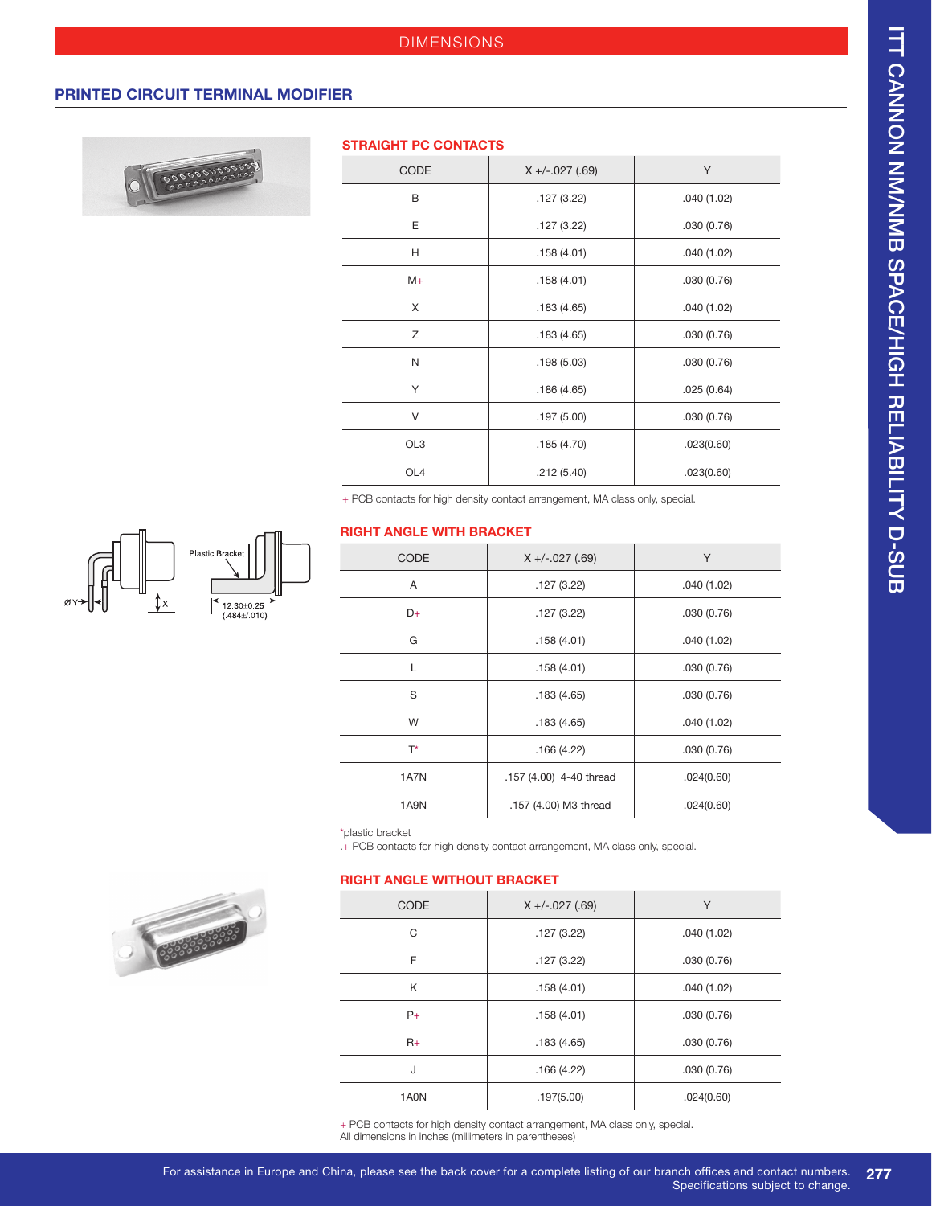## DIMENSIONS

### PRINTED CIRCUIT TERMINAL MODIFIER

#### STRAIGHT PC CONTACTS

| CODE | X +/-.027 (.69) | Y |
|---|---|---|
| B | .127 (3.22) | .040 (1.02) |
| E | .127 (3.22) | .030 (0.76) |
| H | .158 (4.01) | .040 (1.02) |
| M+ | .158 (4.01) | .030 (0.76) |
| X | .183 (4.65) | .040 (1.02) |
| Z | .183 (4.65) | .030 (0.76) |
| N | .198 (5.03) | .030 (0.76) |
| Y | .186 (4.65) | .025 (0.64) |
| V | .197 (5.00) | .030 (0.76) |
| OL3 | .185 (4.70) | .023(0.60) |
| OL4 | .212 (5.40) | .023(0.60) |

+ PCB contacts for high density contact arrangement, MA class only, special.

Plastic Bracket

ØY

X

12.30±0.25 (.484±/.010)

#### RIGHT ANGLE WITH BRACKET

| CODE | X +/-.027 (.69) | Y |
|---|---|---|
| A | .127 (3.22) | .040 (1.02) |
| D+ | .127 (3.22) | .030 (0.76) |
| G | .158 (4.01) | .040 (1.02) |
| L | .158 (4.01) | .030 (0.76) |
| S | .183 (4.65) | .030 (0.76) |
| W | .183 (4.65) | .040 (1.02) |
| T* | .166 (4.22) | .030 (0.76) |
| 1A7N | .157 (4.00) 4-40 thread | .024(0.60) |
| 1A9N | .157 (4.00) M3 thread | .024(0.60) |

*plastic bracket
.+ PCB contacts for high density contact arrangement, MA class only, special.

#### RIGHT ANGLE WITHOUT BRACKET

| CODE | X +/-.027 (.69) | Y |
|---|---|---|
| C | .127 (3.22) | .040 (1.02) |
| F | .127 (3.22) | .030 (0.76) |
| K | .158 (4.01) | .040 (1.02) |
| P+ | .158 (4.01) | .030 (0.76) |
| R+ | .183 (4.65) | .030 (0.76) |
| J | .166 (4.22) | .030 (0.76) |
| 1A0N | .197(5.00) | .024(0.60) |

+ PCB contacts for high density contact arrangement, MA class only, special.
All dimensions in inches (millimeters in parentheses)

For assistance in Europe and China, please see the back cover for a complete listing of our branch offices and contact numbers.
Specifications subject to change.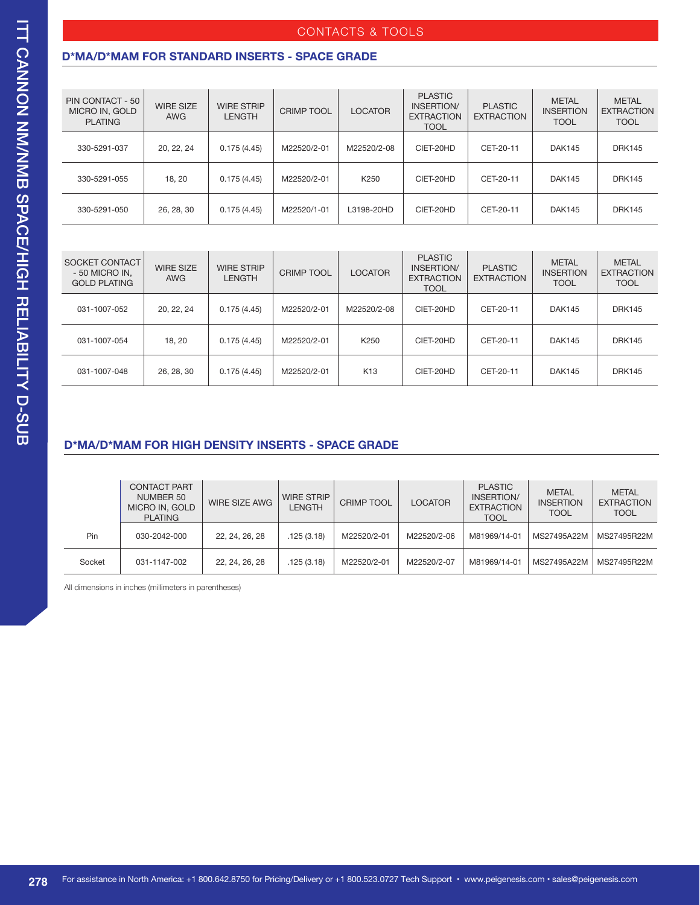CONTACTS & TOOLS

## D*MA/D*MAM FOR STANDARD INSERTS - SPACE GRADE

| PIN CONTACT - 50 MICRO IN, GOLD PLATING | WIRE SIZE AWG | WIRE STRIP LENGTH | CRIMP TOOL | LOCATOR | PLASTIC INSERTION/ EXTRACTION TOOL | PLASTIC EXTRACTION | METAL INSERTION TOOL | METAL EXTRACTION TOOL |
|---|---|---|---|---|---|---|---|---|
| 330-5291-037 | 20, 22, 24 | 0.175 (4.45) | M22520/2-01 | M22520/2-08 | CIET-20HD | CET-20-11 | DAK145 | DRK145 |
| 330-5291-055 | 18, 20 | 0.175 (4.45) | M22520/2-01 | K250 | CIET-20HD | CET-20-11 | DAK145 | DRK145 |
| 330-5291-050 | 26, 28, 30 | 0.175 (4.45) | M22520/1-01 | L3198-20HD | CIET-20HD | CET-20-11 | DAK145 | DRK145 |

| SOCKET CONTACT - 50 MICRO IN, GOLD PLATING | WIRE SIZE AWG | WIRE STRIP LENGTH | CRIMP TOOL | LOCATOR | PLASTIC INSERTION/ EXTRACTION TOOL | PLASTIC EXTRACTION | METAL INSERTION TOOL | METAL EXTRACTION TOOL |
|---|---|---|---|---|---|---|---|---|
| 031-1007-052 | 20, 22, 24 | 0.175 (4.45) | M22520/2-01 | M22520/2-08 | CIET-20HD | CET-20-11 | DAK145 | DRK145 |
| 031-1007-054 | 18, 20 | 0.175 (4.45) | M22520/2-01 | K250 | CIET-20HD | CET-20-11 | DAK145 | DRK145 |
| 031-1007-048 | 26, 28, 30 | 0.175 (4.45) | M22520/2-01 | K13 | CIET-20HD | CET-20-11 | DAK145 | DRK145 |

## D*MA/D*MAM FOR HIGH DENSITY INSERTS - SPACE GRADE

| | CONTACT PART NUMBER 50 MICRO IN, GOLD PLATING | WIRE SIZE AWG | WIRE STRIP LENGTH | CRIMP TOOL | LOCATOR | PLASTIC INSERTION/ EXTRACTION TOOL | METAL INSERTION TOOL | METAL EXTRACTION TOOL |
|---|---|---|---|---|---|---|---|---|
| Pin | 030-2042-000 | 22, 24, 26, 28 | .125 (3.18) | M22520/2-01 | M22520/2-06 | M81969/14-01 | MS27495A22M | MS27495R22M |
| Socket | 031-1147-002 | 22, 24, 26, 28 | .125 (3.18) | M22520/2-01 | M22520/2-07 | M81969/14-01 | MS27495A22M | MS27495R22M |

All dimensions in inches (millimeters in parentheses)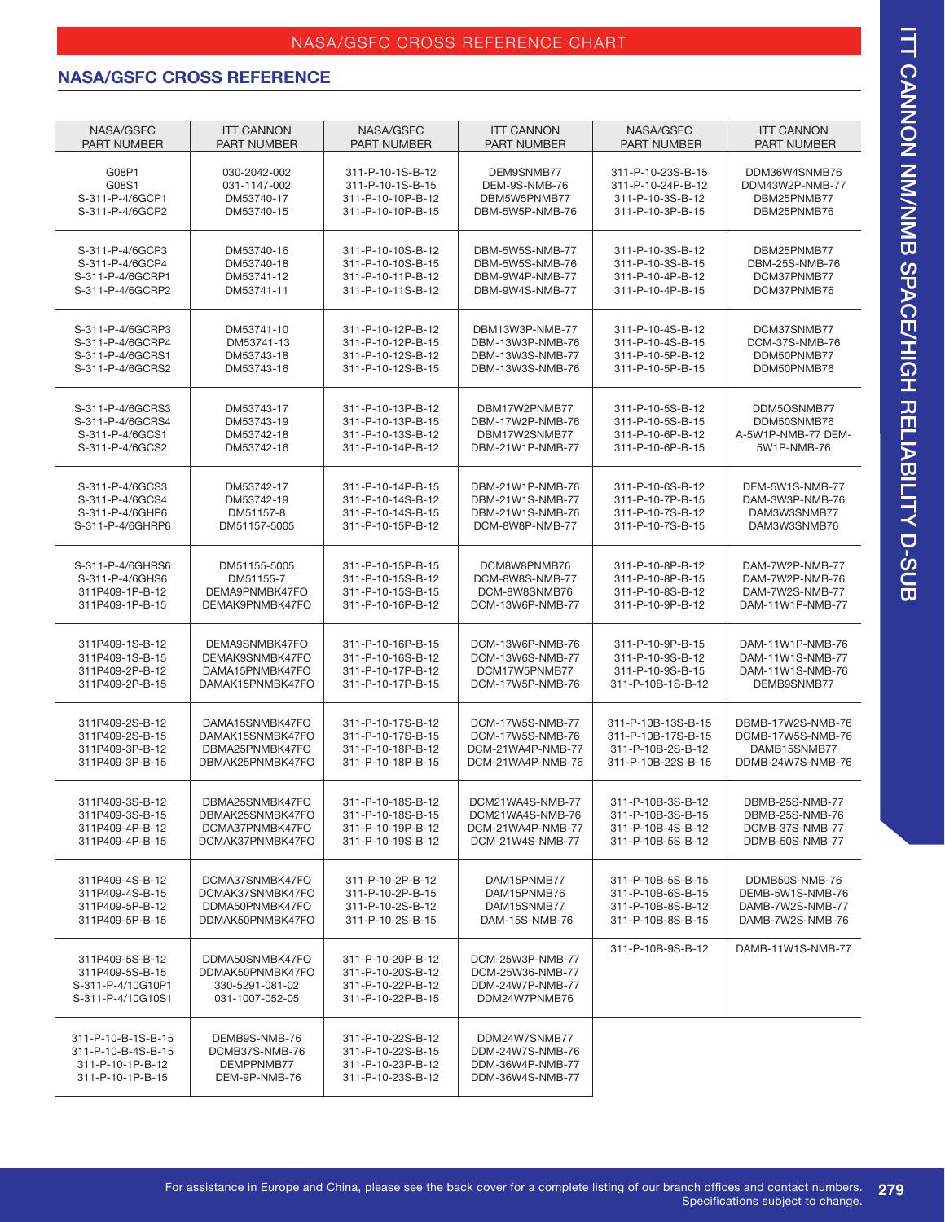## NASA/GSFC CROSS REFERENCE

| NASA/GSFC PART NUMBER | ITT CANNON PART NUMBER | NASA/GSFC PART NUMBER | ITT CANNON PART NUMBER | NASA/GSFC PART NUMBER | ITT CANNON PART NUMBER |
|---|---|---|---|---|---|
| G08P1 | 030-2042-002 | 311-P-10-1S-B-12 | DEM9SNMB77 | 311-P-10-23S-B-15 | DDM36W4SNMB76 |
| G08S1 | 031-1147-002 | 311-P-10-1S-B-15 | DEM-9S-NMB-76 | 311-P-10-24P-B-12 | DDM43W2P-NMB-77 |
| S-311-P-4/6GCP1 | DM53740-17 | 311-P-10-10P-B-12 | DBM5W5PNMB77 | 311-P-10-3S-B-12 | DBM25PNMB77 |
| S-311-P-4/6GCP2 | DM53740-15 | 311-P-10-10P-B-15 | DBM-5W5P-NMB-76 | 311-P-10-3P-B-15 | DBM25PNMB76 |
| S-311-P-4/6GCP3 | DM53740-16 | 311-P-10-10S-B-12 | DBM-5W5S-NMB-77 | 311-P-10-3S-B-12 | DBM25PNMB77 |
| S-311-P-4/6GCP4 | DM53740-18 | 311-P-10-10S-B-15 | DBM-5W5S-NMB-76 | 311-P-10-3S-B-15 | DBM-25S-NMB-76 |
| S-311-P-4/6GCRP1 | DM53741-12 | 311-P-10-11P-B-12 | DBM-9W4P-NMB-77 | 311-P-10-4P-B-12 | DCM37PNMB77 |
| S-311-P-4/6GCRP2 | DM53741-11 | 311-P-10-11S-B-12 | DBM-9W4S-NMB-77 | 311-P-10-4P-B-15 | DCM37PNMB76 |
| S-311-P-4/6GCRP3 | DM53741-10 | 311-P-10-12P-B-12 | DBM13W3P-NMB-77 | 311-P-10-4S-B-12 | DCM37SNMB77 |
| S-311-P-4/6GCRP4 | DM53741-13 | 311-P-10-12P-B-15 | DBM-13W3P-NMB-76 | 311-P-10-4S-B-15 | DCM-37S-NMB-76 |
| S-311-P-4/6GCRS1 | DM53743-18 | 311-P-10-12S-B-12 | DBM-13W3S-NMB-77 | 311-P-10-5P-B-12 | DDM50PNMB77 |
| S-311-P-4/6GCRS2 | DM53743-16 | 311-P-10-12S-B-15 | DBM-13W3S-NMB-76 | 311-P-10-5P-B-15 | DDM50PNMB76 |
| S-311-P-4/6GCRS3 | DM53743-17 | 311-P-10-13P-B-12 | DBM17W2PNMB77 | 311-P-10-5S-B-12 | DDM5OSNMB77 |
| S-311-P-4/6GCRS4 | DM53743-19 | 311-P-10-13P-B-15 | DBM-17W2P-NMB-76 | 311-P-10-5S-B-15 | DDM50SNMB76 |
| S-311-P-4/6GCS1 | DM53742-18 | 311-P-10-13S-B-12 | DBM17W2SNMB77 | 311-P-10-6P-B-12 | A-5W1P-NMB-77 DEM- |
| S-311-P-4/6GCS2 | DM53742-16 | 311-P-10-14P-B-12 | DBM-21W1P-NMB-77 | 311-P-10-6P-B-15 | 5W1P-NMB-76 |
| S-311-P-4/6GCS3 | DM53742-17 | 311-P-10-14P-B-15 | DBM-21W1P-NMB-76 | 311-P-10-6S-B-12 | DEM-5W1S-NMB-77 |
| S-311-P-4/6GCS4 | DM53742-19 | 311-P-10-14S-B-12 | DBM-21W1S-NMB-77 | 311-P-10-7P-B-15 | DAM-3W3P-NMB-76 |
| S-311-P-4/6GHP6 | DM51157-8 | 311-P-10-14S-B-15 | DBM-21W1S-NMB-76 | 311-P-10-7S-B-12 | DAM3W3SNMB77 |
| S-311-P-4/6GHRP6 | DM51157-5005 | 311-P-10-15P-B-12 | DCM-8W8P-NMB-77 | 311-P-10-7S-B-15 | DAM3W3SNMB76 |
| S-311-P-4/6GHRS6 | DM51155-5005 | 311-P-10-15P-B-15 | DCM8W8PNMB76 | 311-P-10-8P-B-12 | DAM-7W2P-NMB-77 |
| S-311-P-4/6GHS6 | DM51155-7 | 311-P-10-15S-B-12 | DCM-8W8S-NMB-77 | 311-P-10-8P-B-15 | DAM-7W2P-NMB-76 |
| 311P409-1P-B-12 | DEMA9PNMBK47FO | 311-P-10-15S-B-15 | DCM-8W8SNMB76 | 311-P-10-8S-B-12 | DAM-7W2S-NMB-77 |
| 311P409-1P-B-15 | DEMAK9PNMBK47FO | 311-P-10-16P-B-12 | DCM-13W6P-NMB-77 | 311-P-10-9P-B-12 | DAM-11W1P-NMB-77 |
| 311P409-1S-B-12 | DEMA9SNMBK47FO | 311-P-10-16P-B-15 | DCM-13W6P-NMB-76 | 311-P-10-9P-B-15 | DAM-11W1P-NMB-76 |
| 311P409-1S-B-15 | DEMAK9SNMBK47FO | 311-P-10-16S-B-12 | DCM-13W6S-NMB-77 | 311-P-10-9S-B-12 | DAM-11W1S-NMB-77 |
| 311P409-2P-B-12 | DAMA15PNMBK47FO | 311-P-10-17P-B-12 | DCM17W5PNMB77 | 311-P-10-9S-B-15 | DAM-11W1S-NMB-76 |
| 311P409-2P-B-15 | DAMAK15PNMBK47FO | 311-P-10-17P-B-15 | DCM-17W5P-NMB-76 | 311-P-10B-1S-B-12 | DEMB9SNMB77 |
| 311P409-2S-B-12 | DAMA15SNMBK47FO | 311-P-10-17S-B-12 | DCM-17W5S-NMB-77 | 311-P-10B-13S-B-15 | DBMB-17W2S-NMB-76 |
| 311P409-2S-B-15 | DAMAK15SNMBK47FO | 311-P-10-17S-B-15 | DCM-17W5S-NMB-76 | 311-P-10B-17S-B-15 | DCMB-17W5S-NMB-76 |
| 311P409-3P-B-12 | DBMA25PNMBK47FO | 311-P-10-18P-B-12 | DCM-21WA4P-NMB-77 | 311-P-10B-2S-B-12 | DAMB15SNMB77 |
| 311P409-3P-B-15 | DBMAK25PNMBK47FO | 311-P-10-18P-B-15 | DCM-21WA4P-NMB-76 | 311-P-10B-22S-B-15 | DDMB-24W7S-NMB-76 |
| 311P409-3S-B-12 | DBMA25SNMBK47FO | 311-P-10-18S-B-12 | DCM21WA4S-NMB-77 | 311-P-10B-3S-B-12 | DBMB-25S-NMB-77 |
| 311P409-3S-B-15 | DBMAK25SNMBK47FO | 311-P-10-18S-B-15 | DCM21WA4S-NMB-76 | 311-P-10B-3S-B-15 | DBMB-25S-NMB-76 |
| 311P409-4P-B-12 | DCMA37PNMBK47FO | 311-P-10-19P-B-12 | DCM-21WA4P-NMB-77 | 311-P-10B-4S-B-12 | DCMB-37S-NMB-77 |
| 311P409-4P-B-15 | DCMAK37PNMBK47FO | 311-P-10-19S-B-12 | DCM-21W4S-NMB-77 | 311-P-10B-5S-B-12 | DDMB-50S-NMB-77 |
| 311P409-4S-B-12 | DCMA37SNMBK47FO | 311-P-10-2P-B-12 | DAM15PNMB77 | 311-P-10B-5S-B-15 | DDMB50S-NMB-76 |
| 311P409-4S-B-15 | DCMAK37SNMBK47FO | 311-P-10-2P-B-15 | DAM15PNMB76 | 311-P-10B-6S-B-15 | DEMB-5W1S-NMB-76 |
| 311P409-5P-B-12 | DDMA50PNMBK47FO | 311-P-10-2S-B-12 | DAM15SNMB77 | 311-P-10B-8S-B-12 | DAMB-7W2S-NMB-77 |
| 311P409-5P-B-15 | DDMAK50PNMBK47FO | 311-P-10-2S-B-15 | DAM-15S-NMB-76 | 311-P-10B-8S-B-15 | DAMB-7W2S-NMB-76 |
| 311P409-5S-B-12 | DDMA50SNMBK47FO | 311-P-10-20P-B-12 | DCM-25W3P-NMB-77 | 311-P-10B-9S-B-12 | DAMB-11W1S-NMB-77 |
| 311P409-5S-B-15 | DDMAK50PNMBK47FO | 311-P-10-20S-B-12 | DCM-25W36-NMB-77 | | |
| S-311-P-4/10G10P1 | 330-5291-081-02 | 311-P-10-22P-B-12 | DDM-24W7P-NMB-77 | | |
| S-311-P-4/10G10S1 | 031-1007-052-05 | 311-P-10-22P-B-15 | DDM24W7PNMB76 | | |
| 311-P-10-B-1S-B-15 | DEMB9S-NMB-76 | 311-P-10-22S-B-12 | DDM24W7SNMB77 | | |
| 311-P-10-B-4S-B-15 | DCMB37S-NMB-76 | 311-P-10-22S-B-15 | DDM-24W7S-NMB-76 | | |
| 311-P-10-1P-B-12 | DEMPPNMB77 | 311-P-10-23P-B-12 | DDM-36W4P-NMB-77 | | |
| 311-P-10-1P-B-15 | DEM-9P-NMB-76 | 311-P-10-23S-B-12 | DDM-36W4S-NMB-77 | | |

For assistance in Europe and China, please see the back cover for a complete listing of our branch offices and contact numbers.
Specifications subject to change.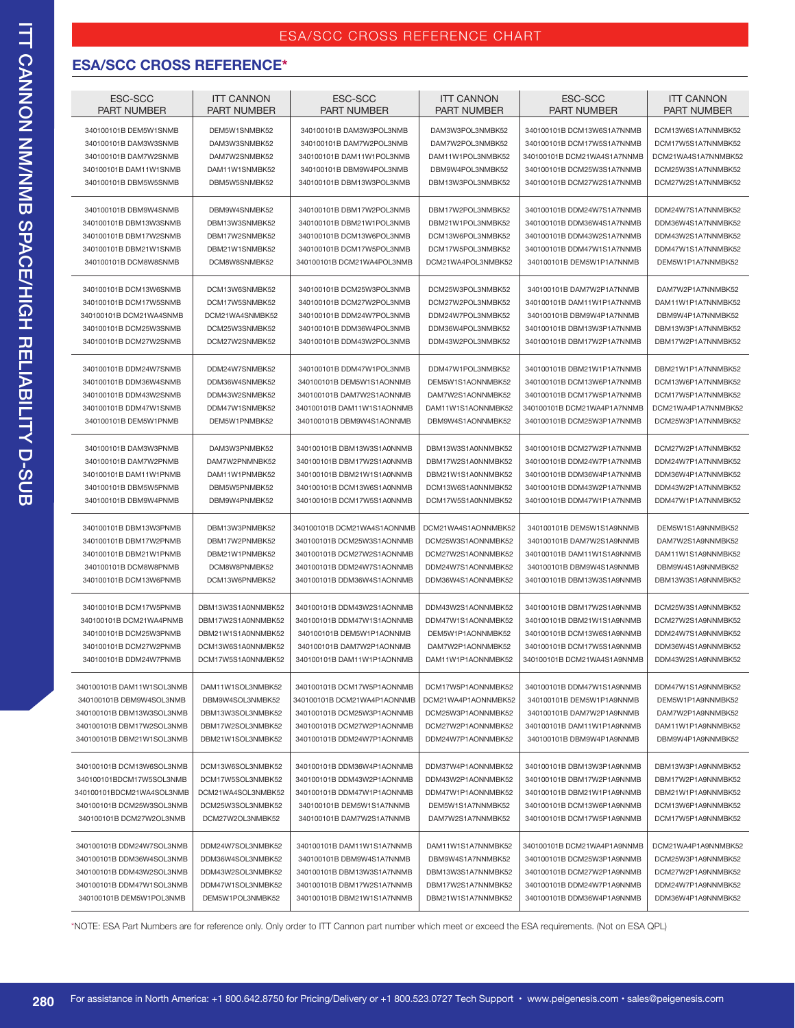## ESA/SCC CROSS REFERENCE*

| ESC-SCC PART NUMBER | ITT CANNON PART NUMBER | ESC-SCC PART NUMBER | ITT CANNON PART NUMBER | ESC-SCC PART NUMBER | ITT CANNON PART NUMBER |
|---|---|---|---|---|---|
| 340100101B DEM5W1SNMB | DEM5W1SNMBK52 | 340100101B DAM3W3POL3NMB | DAM3W3POL3NMBK52 | 340100101B DCM13W6S1A7NNMB | DCM13W6S1A7NNMBK52 |
| 340100101B DAM3W3SNMB | DAM3W3SNMBK52 | 340100101B DAM7W2POL3NMB | DAM7W2POL3NMBK52 | 340100101B DCM17W5S1A7NNMB | DCM17W5S1A7NNMBK52 |
| 340100101B DAM7W2SNMB | DAM7W2SNMBK52 | 340100101B DAM11W1POL3NMB | DAM11W1POL3NMBK52 | 340100101B DCM21WA4S1A7NNMB | DCM21WA4S1A7NNMBK52 |
| 340100101B DAM11W1SNMB | DAM11W1SNMBK52 | 340100101B DBM9W4POL3NMB | DBM9W4POL3NMBK52 | 340100101B DCM25W3S1A7NNMB | DCM25W3S1A7NNMBK52 |
| 340100101B DBM5W5SNMB | DBM5W5SNMBK52 | 340100101B DBM13W3POL3NMB | DBM13W3POL3NMBK52 | 340100101B DCM27W2S1A7NNMB | DCM27W2S1A7NNMBK52 |
| 340100101B DBM9W4SNMB | DBM9W4SNMBK52 | 340100101B DBM17W2POL3NMB | DBM17W2POL3NMBK52 | 340100101B DDM24W7S1A7NNMB | DDM24W7S1A7NNMBK52 |
| 340100101B DBM13W3SNMB | DBM13W3SNMBK52 | 340100101B DBM21W1POL3NMB | DBM21W1POL3NMBK52 | 340100101B DDM36W4S1A7NNMB | DDM36W4S1A7NNMBK52 |
| 340100101B DBM17W2SNMB | DBM17W2SNMBK52 | 340100101B DCM13W6POL3NMB | DCM13W6POL3NMBK52 | 340100101B DDM43W2S1A7NNMB | DDM43W2S1A7NNMBK52 |
| 340100101B DBM21W1SNMB | DBM21W1SNMBK52 | 340100101B DCM17W5POL3NMB | DCM17W5POL3NMBK52 | 340100101B DDM47W1S1A7NNMB | DDM47W1S1A7NNMBK52 |
| 340100101B DCM8W8SNMB | DCM8W8SNMBK52 | 340100101B DCM21WA4POL3NMB | DCM21WA4POL3NMBK52 | 340100101B DEM5W1P1A7NNMB | DEM5W1P1A7NNMBK52 |
| 340100101B DCM13W6SNMB | DCM13W6SNMBK52 | 340100101B DCM25W3POL3NMB | DCM25W3POL3NMBK52 | 340100101B DAM7W2P1A7NNMB | DAM7W2P1A7NNMBK52 |
| 340100101B DCM17W5SNMB | DCM17W5SNMBK52 | 340100101B DCM27W2POL3NMB | DCM27W2POL3NMBK52 | 340100101B DAM11W1P1A7NNMB | DAM11W1P1A7NNMBK52 |
| 340100101B DCM21WA4SNMB | DCM21WA4SNMBK52 | 340100101B DDM24W7POL3NMB | DDM24W7POL3NMBK52 | 340100101B DBM9W4P1A7NNMB | DBM9W4P1A7NNMBK52 |
| 340100101B DCM25W3SNMB | DCM25W3SNMBK52 | 340100101B DDM36W4POL3NMB | DDM36W4POL3NMBK52 | 340100101B DBM13W3P1A7NNMB | DBM13W3P1A7NNMBK52 |
| 340100101B DCM27W2SNMB | DCM27W2SNMBK52 | 340100101B DDM43W2POL3NMB | DDM43W2POL3NMBK52 | 340100101B DBM17W2P1A7NNMB | DBM17W2P1A7NNMBK52 |
| 340100101B DDM24W7SNMB | DDM24W7SNMBK52 | 340100101B DDM47W1POL3NMB | DDM47W1POL3NMBK52 | 340100101B DBM21W1P1A7NNMB | DBM21W1P1A7NNMBK52 |
| 340100101B DDM36W4SNMB | DDM36W4SNMBK52 | 340100101B DEM5W1S1AONNMB | DEM5W1S1AONNMBK52 | 340100101B DCM13W6P1A7NNMB | DCM13W6P1A7NNMBK52 |
| 340100101B DDM43W2SNMB | DDM43W2SNMBK52 | 340100101B DAM7W2S1AONNMB | DAM7W2S1AONNMBK52 | 340100101B DCM17W5P1A7NNMB | DCM17W5P1A7NNMBK52 |
| 340100101B DDM47W1SNMB | DDM47W1SNMBK52 | 340100101B DAM11W1S1AONNMB | DAM11W1S1AONNMBK52 | 340100101B DCM21WA4P1A7NNMB | DCM21WA4P1A7NNMBK52 |
| 340100101B DEM5W1PNMB | DEM5W1PNMBK52 | 340100101B DBM9W4S1AONNMB | DBM9W4S1AONNMBK52 | 340100101B DCM25W3P1A7NNMB | DCM25W3P1A7NNMBK52 |
| 340100101B DAM3W3PNMB | DAM3W3PNMBK52 | 340100101B DBM13W3S1A0NNMB | DBM13W3S1A0NNMBK52 | 340100101B DCM27W2P1A7NNMB | DCM27W2P1A7NNMBK52 |
| 340100101B DAM7W2PNMB | DAM7W2PNMNBK52 | 340100101B DBM17W2S1A0NNMB | DBM17W2S1A0NNMBK52 | 340100101B DDM24W7P1A7NNMB | DDM24W7P1A7NNMBK52 |
| 340100101B DAM11W1PNMB | DAM11W1PNMBK52 | 340100101B DBM21W1S1A0NNMB | DBM21W1S1A0NNMBK52 | 340100101B DDM36W4P1A7NNMB | DDM36W4P1A7NNMBK52 |
| 340100101B DBM5W5PNMB | DBM5W5PNMBK52 | 340100101B DCM13W6S1A0NNMB | DCM13W6S1A0NNMBK52 | 340100101B DDM43W2P1A7NNMB | DDM43W2P1A7NNMBK52 |
| 340100101B DBM9W4PNMB | DBM9W4PNMBK52 | 340100101B DCM17W5S1A0NNMB | DCM17W5S1A0NNMBK52 | 340100101B DDM47W1P1A7NNMB | DDM47W1P1A7NNMBK52 |
| 340100101B DBM13W3PNMB | DBM13W3PNMBK52 | 340100101B DCM21WA4S1AONNMB | DCM21WA4S1AONNMBK52 | 340100101B DEM5W1S1A9NNMB | DEM5W1S1A9NNMBK52 |
| 340100101B DBM17W2PNMB | DBM17W2PNMBK52 | 340100101B DCM25W3S1AONNMB | DCM25W3S1AONNMBK52 | 340100101B DAM7W2S1A9NNMB | DAM7W2S1A9NNMBK52 |
| 340100101B DBM21W1PNMB | DBM21W1PNMBK52 | 340100101B DCM27W2S1AONNMB | DCM27W2S1AONNMBK52 | 340100101B DAM11W1S1A9NNMB | DAM11W1S1A9NNMBK52 |
| 340100101B DCM8W8PNMB | DCM8W8PNMBK52 | 340100101B DDM24W7S1AONNMB | DDM24W7S1AONNMBK52 | 340100101B DBM9W4S1A9NNMB | DBM9W4S1A9NNMBK52 |
| 340100101B DCM13W6PNMB | DCM13W6PNMBK52 | 340100101B DDM36W4S1AONNMB | DDM36W4S1AONNMBK52 | 340100101B DBM13W3S1A9NNMB | DBM13W3S1A9NNMBK52 |
| 340100101B DCM17W5PNMB | DBM13W3S1A0NNMBK52 | 340100101B DDM43W2S1AONNMB | DDM43W2S1AONNMBK52 | 340100101B DBM17W2S1A9NNMB | DCM25W3S1A9NNMBK52 |
| 340100101B DCM21WA4PNMB | DBM17W2S1A0NNMBK52 | 340100101B DDM47W1S1AONNMB | DDM47W1S1AONNMBK52 | 340100101B DBM21W1S1A9NNMB | DCM27W2S1A9NNMBK52 |
| 340100101B DCM25W3PNMB | DBM21W1S1A0NNMBK52 | 340100101B DEM5W1P1AONNMB | DEM5W1P1AONNMBK52 | 340100101B DCM13W6S1A9NNMB | DDM24W7S1A9NNMBK52 |
| 340100101B DCM27W2PNMB | DCM13W6S1A0NNMBK52 | 340100101B DAM7W2P1AONNMB | DAM7W2P1AONNMBK52 | 340100101B DCM17W5S1A9NNMB | DDM36W4S1A9NNMBK52 |
| 340100101B DDM24W7PNMB | DCM17W5S1A0NNMBK52 | 340100101B DAM11W1P1AONNMB | DAM11W1P1AONNMBK52 | 340100101B DCM21WA4S1A9NNMB | DDM43W2S1A9NNMBK52 |
| 340100101B DAM11W1SOL3NMB | DAM11W1SOL3NMBK52 | 340100101B DCM17W5P1AONNMB | DCM17W5P1AONNMBK52 | 340100101B DDM47W1S1A9NNMB | DDM47W1S1A9NNMBK52 |
| 340100101B DBM9W4SOL3NMB | DBM9W4SOL3NMBK52 | 340100101B DCM21WA4P1AONNMB | DCM21WA4P1AONNMBK52 | 340100101B DEM5W1P1A9NNMB | DEM5W1P1A9NNMBK52 |
| 340100101B DBM13W3SOL3NMB | DBM13W3SOL3NMBK52 | 340100101B DCM25W3P1AONNMB | DCM25W3P1AONNMBK52 | 340100101B DAM7W2P1A9NNMB | DAM7W2P1A9NNMBK52 |
| 340100101B DBM17W2SOL3NMB | DBM17W2SOL3NMBK52 | 340100101B DCM27W2P1AONNMB | DCM27W2P1AONNMBK52 | 340100101B DAM11W1P1A9NNMB | DAM11W1P1A9NNMBK52 |
| 340100101B DBM21W1SOL3NMB | DBM21W1SOL3NMBK52 | 340100101B DDM24W7P1AONNMB | DDM24W7P1AONNMBK52 | 340100101B DBM9W4P1A9NNMB | DBM9W4P1A9NNMBK52 |
| 340100101B DCM13W6SOL3NMB | DCM13W6SOL3NMBK52 | 340100101B DDM36W4P1AONNMB | DDM37W4P1AONNMBK52 | 340100101B DBM13W3P1A9NNMB | DBM13W3P1A9NNMBK52 |
| 340100101BDCM17W5SOL3NMB | DCM17W5SOL3NMBK52 | 340100101B DDM43W2P1AONNMB | DDM43W2P1AONNMBK52 | 340100101B DBM17W2P1A9NNMB | DBM17W2P1A9NNMBK52 |
| 340100101BDCM21WA4SOL3NMB | DCM21WA4SOL3NMBK52 | 340100101B DDM47W1P1AONNMB | DDM47W1P1AONNMBK52 | 340100101B DBM21W1P1A9NNMB | DBM21W1P1A9NNMBK52 |
| 340100101B DCM25W3SOL3NMB | DCM25W3SOL3NMBK52 | 340100101B DEM5W1S1A7NNMB | DEM5W1S1A7NNMBK52 | 340100101B DCM13W6P1A9NNMB | DCM13W6P1A9NNMBK52 |
| 340100101B DCM27W2OL3NMB | DCM27W2OL3NMBK52 | 340100101B DAM7W2S1A7NNMB | DAM7W2S1A7NNMBK52 | 340100101B DCM17W5P1A9NNMB | DCM17W5P1A9NNMBK52 |
| 340100101B DDM24W7SOL3NMB | DDM24W7SOL3NMBK52 | 340100101B DAM11W1S1A7NNMB | DAM11W1S1A7NNMBK52 | 340100101B DCM21WA4P1A9NNMB | DCM21WA4P1A9NNMBK52 |
| 340100101B DDM36W4SOL3NMB | DDM36W4SOL3NMBK52 | 340100101B DBM9W4S1A7NNMB | DBM9W4S1A7NNMBK52 | 340100101B DCM25W3P1A9NNMB | DCM25W3P1A9NNMBK52 |
| 340100101B DDM43W2SOL3NMB | DDM43W2SOL3NMBK52 | 340100101B DBM13W3S1A7NNMB | DBM13W3S1A7NNMBK52 | 340100101B DCM27W2P1A9NNMB | DCM27W2P1A9NNMBK52 |
| 340100101B DDM47W1SOL3NMB | DDM47W1SOL3NMBK52 | 340100101B DBM17W2S1A7NNMB | DBM17W2S1A7NNMBK52 | 340100101B DDM24W7P1A9NNMB | DDM24W7P1A9NNMBK52 |
| 340100101B DEM5W1POL3NMB | DEM5W1POL3NMBK52 | 340100101B DBM21W1S1A7NNMB | DBM21W1S1A7NNMBK52 | 340100101B DDM36W4P1A9NNMB | DDM36W4P1A9NNMBK52 |

*NOTE: ESA Part Numbers are for reference only. Only order to ITT Cannon part number which meet or exceed the ESA requirements. (Not on ESA QPL)

For assistance in North America: +1 800.642.8750 for Pricing/Delivery or +1 800.523.0727 Tech Support • www.peigenesis.com • sales@peigenesis.com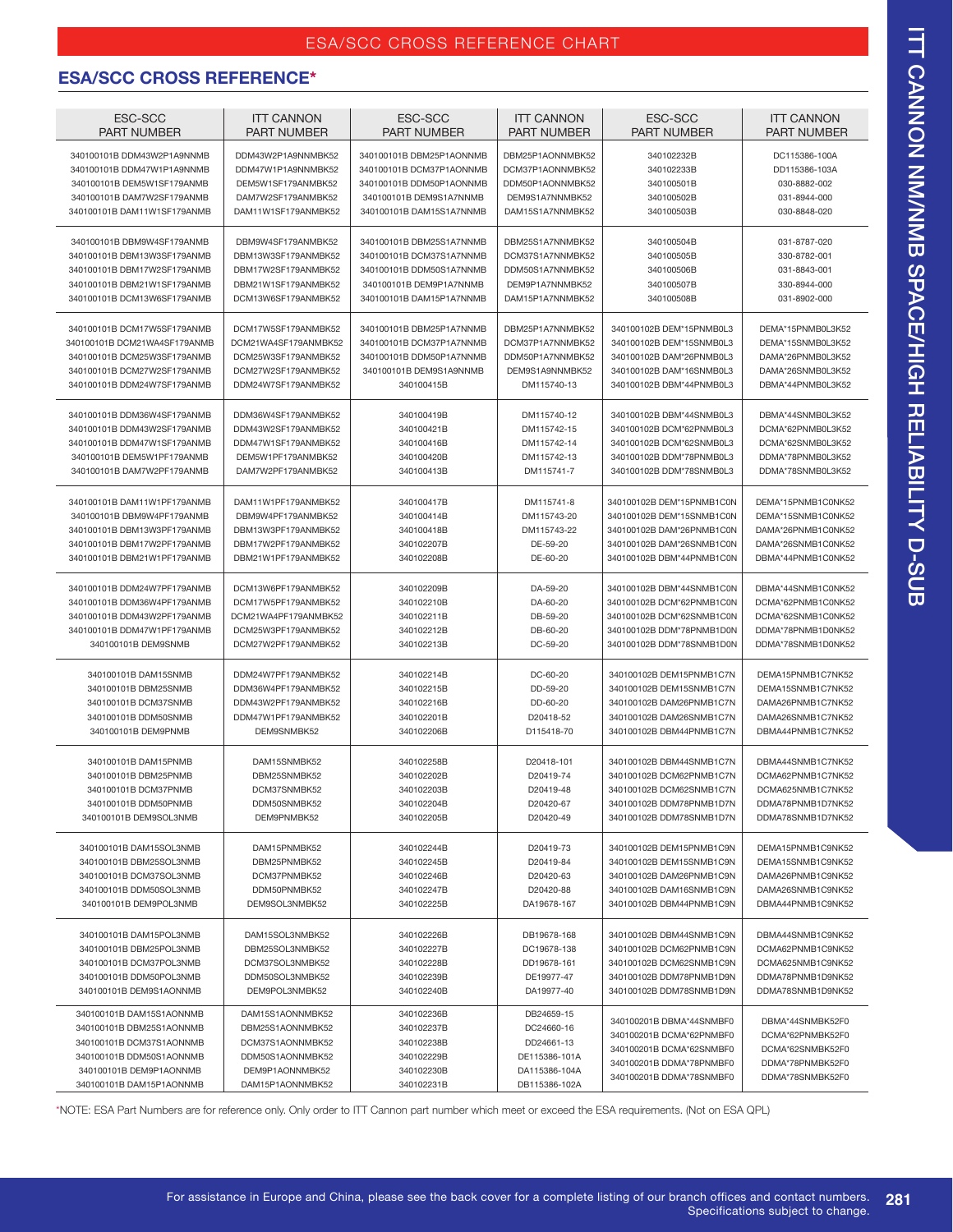## ESA/SCC CROSS REFERENCE CHART

### ESA/SCC CROSS REFERENCE*

| ESC-SCC PART NUMBER | ITT CANNON PART NUMBER | ESC-SCC PART NUMBER | ITT CANNON PART NUMBER | ESC-SCC PART NUMBER | ITT CANNON PART NUMBER |
|---|---|---|---|---|---|
| 340100101B DDM43W2P1A9NNMB | DDM43W2P1A9NNMBK52 | 340100101B DBM25P1AONNMB | DBM25P1AONNMBK52 | 340102232B | DC115386-100A |
| 340100101B DDM47W1P1A9NNMB | DDM47W1P1A9NNMBK52 | 340100101B DCM37P1AONNMB | DCM37P1AONNMBK52 | 340102233B | DD115386-103A |
| 340100101B DEM5W1SF179ANMB | DEM5W1SF179ANMBK52 | 340100101B DDM50P1AONNMB | DDM50P1AONNMBK52 | 340100501B | 030-8882-002 |
| 340100101B DAM7W2SF179ANMB | DAM7W2SF179ANMBK52 | 340100101B DEM9S1A7NNMB | DEM9S1A7NNMBK52 | 340100502B | 031-8944-000 |
| 340100101B DAM11W1SF179ANMB | DAM11W1SF179ANMBK52 | 340100101B DAM15S1A7NNMB | DAM15S1A7NNMBK52 | 340100503B | 030-8848-020 |
| 340100101B DBM9W4SF179ANMB | DBM9W4SF179ANMBK52 | 340100101B DBM25S1A7NNMB | DBM25S1A7NNMBK52 | 340100504B | 031-8787-020 |
| 340100101B DBM13W3SF179ANMB | DBM13W3SF179ANMBK52 | 340100101B DCM37S1A7NNMB | DCM37S1A7NNMBK52 | 340100505B | 330-8782-001 |
| 340100101B DBM17W2SF179ANMB | DBM17W2SF179ANMBK52 | 340100101B DDM50S1A7NNMB | DDM50S1A7NNMBK52 | 340100506B | 031-8843-001 |
| 340100101B DBM21W1SF179ANMB | DBM21W1SF179ANMBK52 | 340100101B DEM9P1A7NNMB | DEM9P1A7NNMBK52 | 340100507B | 330-8944-000 |
| 340100101B DCM13W6SF179ANMB | DCM13W6SF179ANMBK52 | 340100101B DAM15P1A7NNMB | DAM15P1A7NNMBK52 | 340100508B | 031-8902-000 |
| 340100101B DCM17W5SF179ANMB | DCM17W5SF179ANMBK52 | 340100101B DBM25P1A7NNMB | DBM25P1A7NNMBK52 | 340100102B DEM*15PNMB0L3 | DEMA*15PNMB0L3K52 |
| 340100101B DCM21WA4SF179ANMB | DCM21WA4SF179ANMBK52 | 340100101B DCM37P1A7NNMB | DCM37P1A7NNMBK52 | 340100102B DEM*15SNMB0L3 | DEMA*15SNMB0L3K52 |
| 340100101B DCM25W3SF179ANMB | DCM25W3SF179ANMBK52 | 340100101B DDM50P1A7NNMB | DDM50P1A7NNMBK52 | 340100102B DAM*26PNMB0L3 | DAMA*26PNMB0L3K52 |
| 340100101B DCM27W2SF179ANMB | DCM27W2SF179ANMBK52 | 340100101B DEM9S1A9NNMB | DEM9S1A9NNMBK52 | 340100102B DAM*16SNMB0L3 | DAMA*26SNMB0L3K52 |
| 340100101B DDM24W7SF179ANMB | DDM24W7SF179ANMBK52 | 340100415B | DM115740-13 | 340100102B DBM*44PNMB0L3 | DBMA*44PNMB0L3K52 |
| 340100101B DDM36W4SF179ANMB | DDM36W4SF179ANMBK52 | 340100419B | DM115740-12 | 340100102B DBM*44SNMB0L3 | DBMA*44SNMB0L3K52 |
| 340100101B DDM43W2SF179ANMB | DDM43W2SF179ANMBK52 | 340100421B | DM115742-15 | 340100102B DCM*62PNMB0L3 | DCMA*62PNMB0L3K52 |
| 340100101B DDM47W1SF179ANMB | DDM47W1SF179ANMBK52 | 340100416B | DM115742-14 | 340100102B DCM*62SNMB0L3 | DCMA*62SNMB0L3K52 |
| 340100101B DEM5W1PF179ANMB | DEM5W1PF179ANMBK52 | 340100420B | DM115742-13 | 340100102B DDM*78PNMB0L3 | DDMA*78PNMB0L3K52 |
| 340100101B DAM7W2PF179ANMB | DAM7W2PF179ANMBK52 | 340100413B | DM115741-7 | 340100102B DDM*78SNMB0L3 | DDMA*78SNMB0L3K52 |
| 340100101B DAM11W1PF179ANMB | DAM11W1PF179ANMBK52 | 340100417B | DM115741-8 | 340100102B DEM*15PNMB1C0N | DEMA*15PNMB1C0NK52 |
| 340100101B DBM9W4PF179ANMB | DBM9W4PF179ANMBK52 | 340100414B | DM115743-20 | 340100102B DEM*15SNMB1C0N | DEMA*15SNMB1C0NK52 |
| 340100101B DBM13W3PF179ANMB | DBM13W3PF179ANMBK52 | 340100418B | DM115743-22 | 340100102B DAM*26PNMB1C0N | DAMA*26PNMB1C0NK52 |
| 340100101B DBM17W2PF179ANMB | DBM17W2PF179ANMBK52 | 340102207B | DE-59-20 | 340100102B DAM*26SNMB1C0N | DAMA*26SNMB1C0NK52 |
| 340100101B DBM21W1PF179ANMB | DBM21W1PF179ANMBK52 | 340102208B | DE-60-20 | 340100102B DBM*44PNMB1C0N | DBMA*44PNMB1C0NK52 |
| 340100101B DDM24W7PF179ANMB | DCM13W6PF179ANMBK52 | 340102209B | DA-59-20 | 340100102B DBM*44SNMB1C0N | DBMA*44SNMB1C0NK52 |
| 340100101B DDM36W4PF179ANMB | DCM17W5PF179ANMBK52 | 340102210B | DA-60-20 | 340100102B DCM*62PNMB1C0N | DCMA*62PNMB1C0NK52 |
| 340100101B DDM43W2PF179ANMB | DCM21WA4PF179ANMBK52 | 340102211B | DB-59-20 | 340100102B DCM*62SNMB1C0N | DCMA*62SNMB1C0NK52 |
| 340100101B DDM47W1PF179ANMB | DCM25W3PF179ANMBK52 | 340102212B | DB-60-20 | 340100102B DDM*78PNMB1D0N | DDMA*78PNMB1D0NK52 |
| 340100101B DEM9SNMB | DCM27W2PF179ANMBK52 | 340102213B | DC-59-20 | 340100102B DDM*78SNMB1D0N | DDMA*78SNMB1D0NK52 |
| 340100101B DAM15SNMB | DDM24W7PF179ANMBK52 | 340102214B | DC-60-20 | 340100102B DEM15PNMB1C7N | DEMA15PNMB1C7NK52 |
| 340100101B DBM25SNMB | DDM36W4PF179ANMBK52 | 340102215B | DD-59-20 | 340100102B DEM15SNMB1C7N | DEMA15SNMB1C7NK52 |
| 340100101B DCM37SNMB | DDM43W2PF179ANMBK52 | 340102216B | DD-60-20 | 340100102B DAM26PNMB1C7N | DAMA26PNMB1C7NK52 |
| 340100101B DDM50SNMB | DDM47W1PF179ANMBK52 | 340102201B | D20418-52 | 340100102B DAM26SNMB1C7N | DAMA26SNMB1C7NK52 |
| 340100101B DEM9PNMB | DEM9SNMBK52 | 340102206B | D115418-70 | 340100102B DBM44PNMB1C7N | DBMA44PNMB1C7NK52 |
| 340100101B DAM15PNMB | DAM15SNMBK52 | 340102258B | D20418-101 | 340100102B DBM44SNMB1C7N | DBMA44SNMB1C7NK52 |
| 340100101B DBM25PNMB | DBM25SNMBK52 | 340102202B | D20419-74 | 340100102B DCM62PNMB1C7N | DCMA62PNMB1C7NK52 |
| 340100101B DCM37PNMB | DCM37SNMBK52 | 340102203B | D20419-48 | 340100102B DCM62SNMB1C7N | DCMA625NMB1C7NK52 |
| 340100101B DDM50PNMB | DDM50SNMBK52 | 340102204B | D20420-67 | 340100102B DDM78PNMB1D7N | DDMA78PNMB1D7NK52 |
| 340100101B DEM9SOL3NMB | DEM9PNMBK52 | 340102205B | D20420-49 | 340100102B DDM78SNMB1D7N | DDMA78SNMB1D7NK52 |
| 340100101B DAM15SOL3NMB | DAM15PNMBK52 | 340102244B | D20419-73 | 340100102B DEM15PNMB1C9N | DEMA15PNMB1C9NK52 |
| 340100101B DBM25SOL3NMB | DBM25PNMBK52 | 340102245B | D20419-84 | 340100102B DEM15SNMB1C9N | DEMA15SNMB1C9NK52 |
| 340100101B DCM37SOL3NMB | DCM37PNMBK52 | 340102246B | D20420-63 | 340100102B DAM26PNMB1C9N | DAMA26PNMB1C9NK52 |
| 340100101B DDM50SOL3NMB | DDM50PNMBK52 | 340102247B | D20420-88 | 340100102B DAM16SNMB1C9N | DAMA26SNMB1C9NK52 |
| 340100101B DEM9POL3NMB | DEM9SOL3NMBK52 | 340102225B | DA19678-167 | 340100102B DBM44PNMB1C9N | DBMA44PNMB1C9NK52 |
| 340100101B DAM15POL3NMB | DAM15SOL3NMBK52 | 340102226B | DB19678-168 | 340100102B DBM44SNMB1C9N | DBMA44SNMB1C9NK52 |
| 340100101B DBM25POL3NMB | DBM25SOL3NMBK52 | 340102227B | DC19678-138 | 340100102B DCM62PNMB1C9N | DCMA62PNMB1C9NK52 |
| 340100101B DCM37POL3NMB | DCM37SOL3NMBK52 | 340102228B | DD19678-161 | 340100102B DCM62SNMB1C9N | DCMA625NMB1C9NK52 |
| 340100101B DDM50POL3NMB | DDM50SOL3NMBK52 | 340102239B | DE19977-47 | 340100102B DDM78PNMB1D9N | DDMA78PNMB1D9NK52 |
| 340100101B DEM9S1AONNMB | DEM9POL3NMBK52 | 340102240B | DA19977-40 | 340100102B DDM78SNMB1D9N | DDMA78SNMB1D9NK52 |
| 340100101B DAM15S1AONNMB | DAM15S1AONNMBK52 | 340102236B | DB24659-15 | 340100201B DBMA*44SNMBF0 | DBMA*44SNMBK52F0 |
| 340100101B DBM25S1AONNMB | DBM25S1AONNMBK52 | 340102237B | DC24660-16 | 340100201B DCMA*62PNMBF0 | DCMA*62PNMBK52F0 |
| 340100101B DCM37S1AONNMB | DCM37S1AONNMBK52 | 340102238B | DD24661-13 | 340100201B DCMA*62SNMBF0 | DCMA*62SNMBK52F0 |
| 340100101B DDM50S1AONNMB | DDM50S1AONNMBK52 | 340102229B | DE115386-101A | 340100201B DDMA*78PNMBF0 | DDMA*78PNMBK52F0 |
| 340100101B DEM9P1AONNMB | DEM9P1AONNMBK52 | 340102230B | DA115386-104A | 340100201B DDMA*78SNMBF0 | DDMA*78SNMBK52F0 |
| 340100101B DAM15P1AONNMB | DAM15P1AONNMBK52 | 340102231B | DB115386-102A | | |

*NOTE: ESA Part Numbers are for reference only. Only order to ITT Cannon part number which meet or exceed the ESA requirements. (Not on ESA QPL)

For assistance in Europe and China, please see the back cover for a complete listing of our branch offices and contact numbers.
Specifications subject to change.